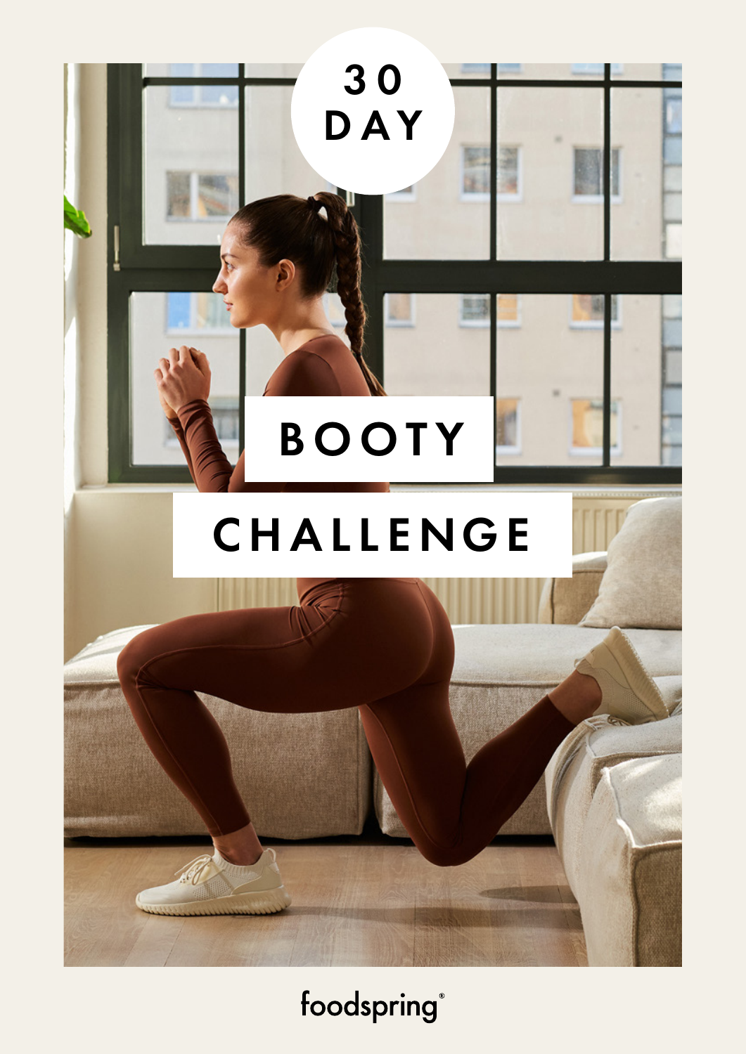# 30 DAY

# BOOTY CHALLENGE

foodspring®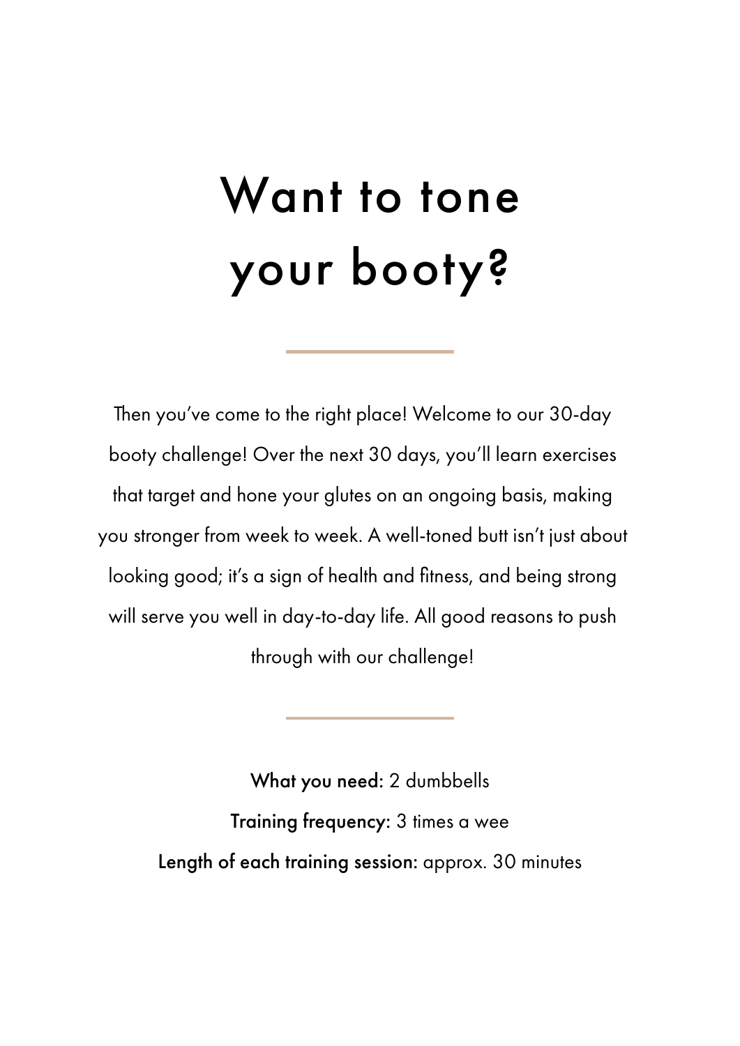# Want to tone your booty?

---

Then you've come to the right place! Welcome to our 30-day booty challenge! Over the next 30 days, you'll learn exercises that target and hone your glutes on an ongoing basis, making you stronger from week to week. A well-toned butt isn't just about looking good; it's a sign of health and fitness, and being strong will serve you well in day-to-day life. All good reasons to push through with our challenge!

---

**What you need:** 2 dumbbells

**Training frequency:** 3 times a wee

**Length of each training session:** approx. 30 minutes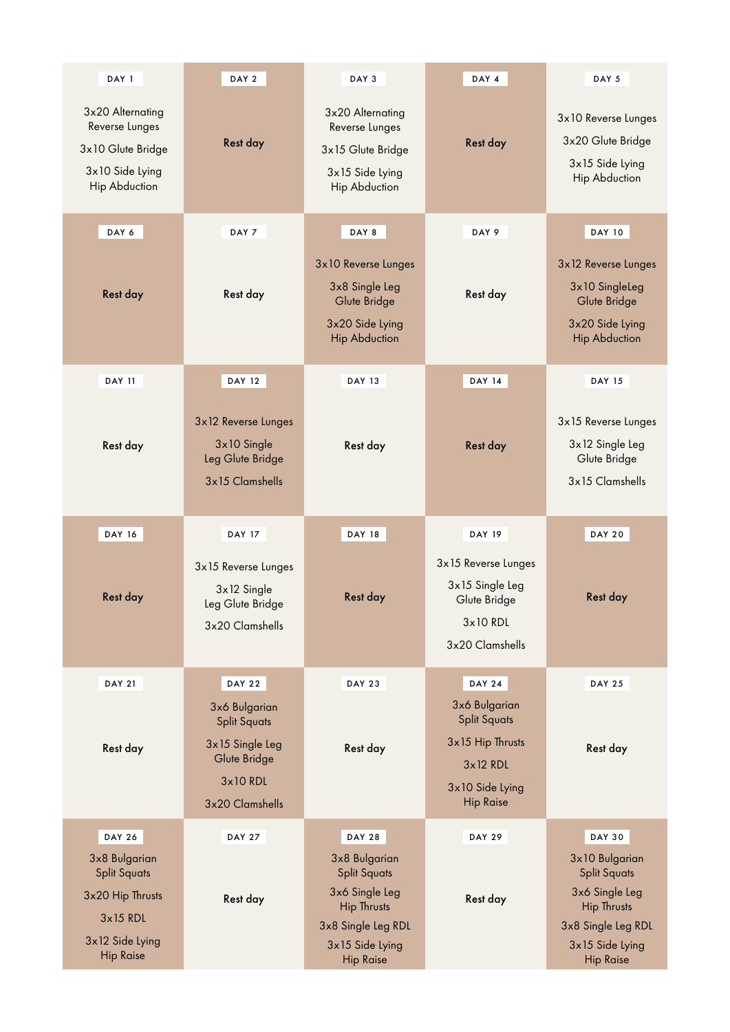| DAY 1 | DAY 2 | DAY 3 | DAY 4 | DAY 5 |
|---|---|---|---|---|
| 3x20 Alternating Reverse Lunges<br>3x10 Glute Bridge<br>3x10 Side Lying Hip Abduction | Rest day | 3x20 Alternating Reverse Lunges<br>3x15 Glute Bridge<br>3x15 Side Lying Hip Abduction | Rest day | 3x10 Reverse Lunges<br>3x20 Glute Bridge<br>3x15 Side Lying Hip Abduction |
| **DAY 6** | **DAY 7** | **DAY 8** | **DAY 9** | **DAY 10** |
| Rest day | Rest day | 3x10 Reverse Lunges<br>3x8 Single Leg Glute Bridge<br>3x20 Side Lying Hip Abduction | Rest day | 3x12 Reverse Lunges<br>3x10 SingleLeg Glute Bridge<br>3x20 Side Lying Hip Abduction |
| **DAY 11** | **DAY 12** | **DAY 13** | **DAY 14** | **DAY 15** |
| Rest day | 3x12 Reverse Lunges<br>3x10 Single Leg Glute Bridge<br>3x15 Clamshells | Rest day | Rest day | 3x15 Reverse Lunges<br>3x12 Single Leg Glute Bridge<br>3x15 Clamshells |
| **DAY 16** | **DAY 17** | **DAY 18** | **DAY 19** | **DAY 20** |
| Rest day | 3x15 Reverse Lunges<br>3x12 Single Leg Glute Bridge<br>3x20 Clamshells | Rest day | 3x15 Reverse Lunges<br>3x15 Single Leg Glute Bridge<br>3x10 RDL<br>3x20 Clamshells | Rest day |
| **DAY 21** | **DAY 22** | **DAY 23** | **DAY 24** | **DAY 25** |
| Rest day | 3x6 Bulgarian Split Squats<br>3x15 Single Leg Glute Bridge<br>3x10 RDL<br>3x20 Clamshells | Rest day | 3x6 Bulgarian Split Squats<br>3x15 Hip Thrusts<br>3x12 RDL<br>3x10 Side Lying Hip Raise | Rest day |
| **DAY 26** | **DAY 27** | **DAY 28** | **DAY 29** | **DAY 30** |
| 3x8 Bulgarian Split Squats<br>3x20 Hip Thrusts<br>3x15 RDL<br>3x12 Side Lying Hip Raise | Rest day | 3x8 Bulgarian Split Squats<br>3x6 Single Leg Hip Thrusts<br>3x8 Single Leg RDL<br>3x15 Side Lying Hip Raise | Rest day | 3x10 Bulgarian Split Squats<br>3x6 Single Leg Hip Thrusts<br>3x8 Single Leg RDL<br>3x15 Side Lying Hip Raise |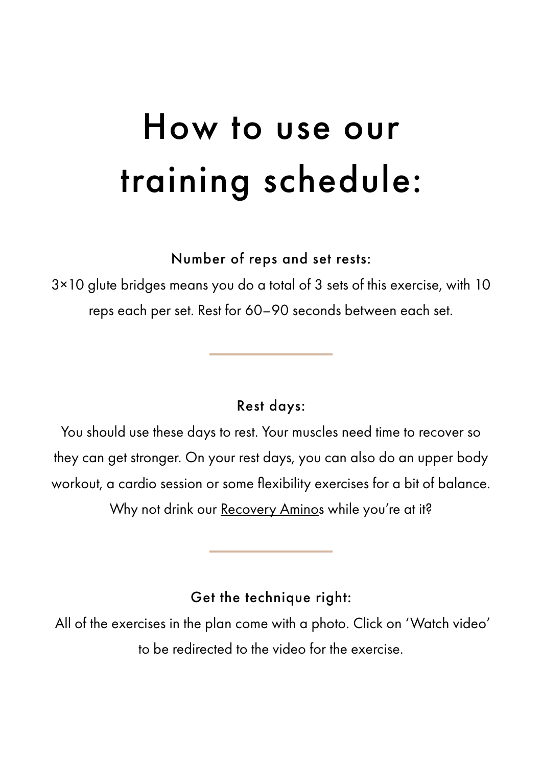# How to use our training schedule:

### Number of reps and set rests:

3×10 glute bridges means you do a total of 3 sets of this exercise, with 10 reps each per set. Rest for 60–90 seconds between each set.

---

### Rest days:

You should use these days to rest. Your muscles need time to recover so they can get stronger. On your rest days, you can also do an upper body workout, a cardio session or some flexibility exercises for a bit of balance. Why not drink our Recovery Aminos while you're at it?

---

### Get the technique right:

All of the exercises in the plan come with a photo. Click on 'Watch video' to be redirected to the video for the exercise.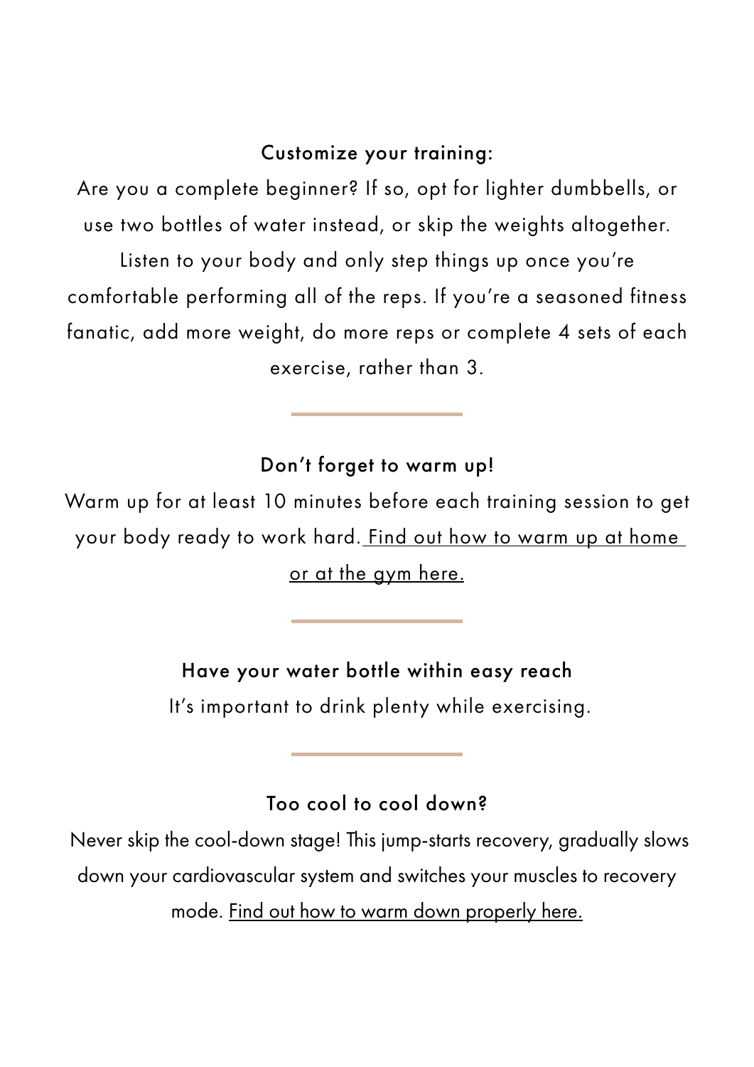### Customize your training:

Are you a complete beginner? If so, opt for lighter dumbbells, or use two bottles of water instead, or skip the weights altogether. Listen to your body and only step things up once you're comfortable performing all of the reps. If you're a seasoned fitness fanatic, add more weight, do more reps or complete 4 sets of each exercise, rather than 3.

---

### Don't forget to warm up!

Warm up for at least 10 minutes before each training session to get your body ready to work hard. Find out how to warm up at home or at the gym here.

---

### Have your water bottle within easy reach

It's important to drink plenty while exercising.

---

### Too cool to cool down?

Never skip the cool-down stage! This jump-starts recovery, gradually slows down your cardiovascular system and switches your muscles to recovery mode. Find out how to warm down properly here.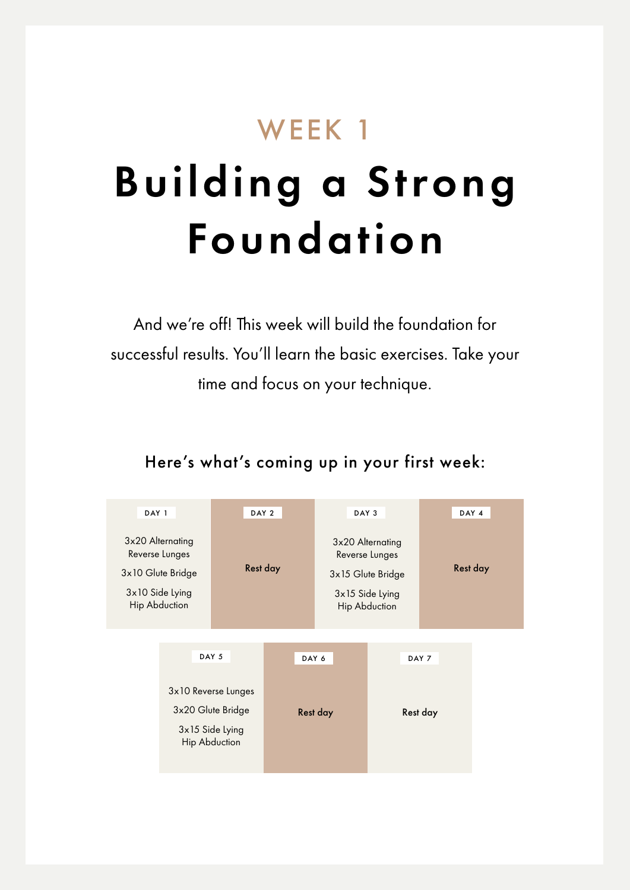WEEK 1

# Building a Strong Foundation

And we're off! This week will build the foundation for successful results. You'll learn the basic exercises. Take your time and focus on your technique.

## Here's what's coming up in your first week:

| DAY 1 | DAY 2 | DAY 3 | DAY 4 |
|---|---|---|---|
| 3x20 Alternating Reverse Lunges<br>3x10 Glute Bridge<br>3x10 Side Lying Hip Abduction | Rest day | 3x20 Alternating Reverse Lunges<br>3x15 Glute Bridge<br>3x15 Side Lying Hip Abduction | Rest day |

| DAY 5 | DAY 6 | DAY 7 |
|---|---|---|
| 3x10 Reverse Lunges<br>3x20 Glute Bridge<br>3x15 Side Lying Hip Abduction | Rest day | Rest day |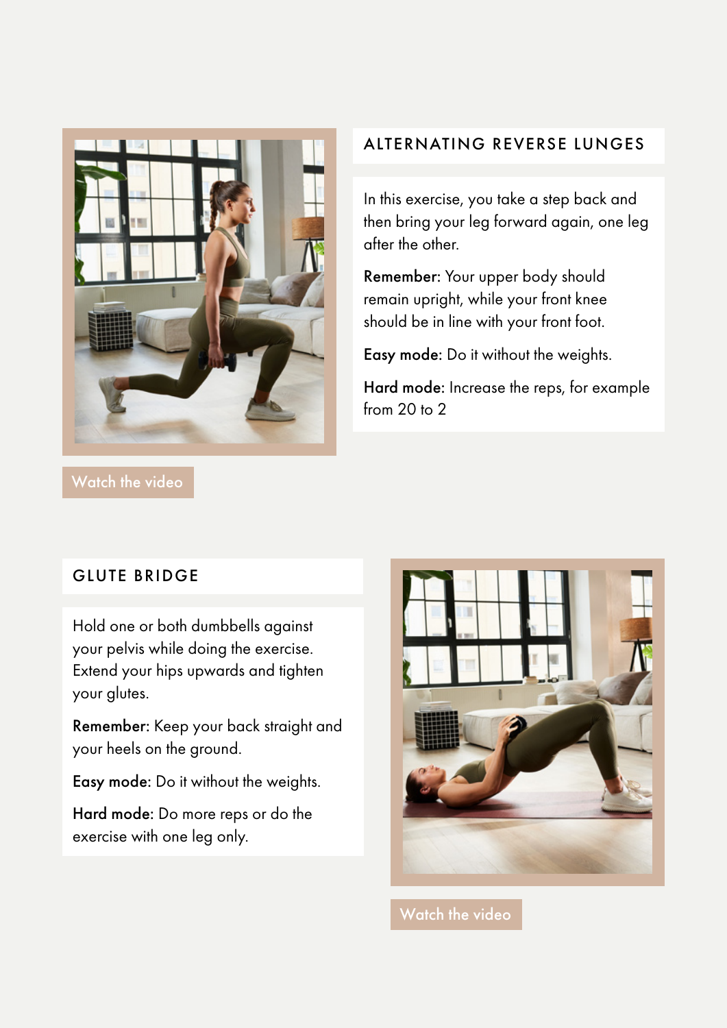## ALTERNATING REVERSE LUNGES

In this exercise, you take a step back and then bring your leg forward again, one leg after the other.

**Remember:** Your upper body should remain upright, while your front knee should be in line with your front foot.

**Easy mode:** Do it without the weights.

**Hard mode:** Increase the reps, for example from 20 to 2

Watch the video

## GLUTE BRIDGE

Hold one or both dumbbells against your pelvis while doing the exercise. Extend your hips upwards and tighten your glutes.

**Remember:** Keep your back straight and your heels on the ground.

**Easy mode:** Do it without the weights.

**Hard mode:** Do more reps or do the exercise with one leg only.

Watch the video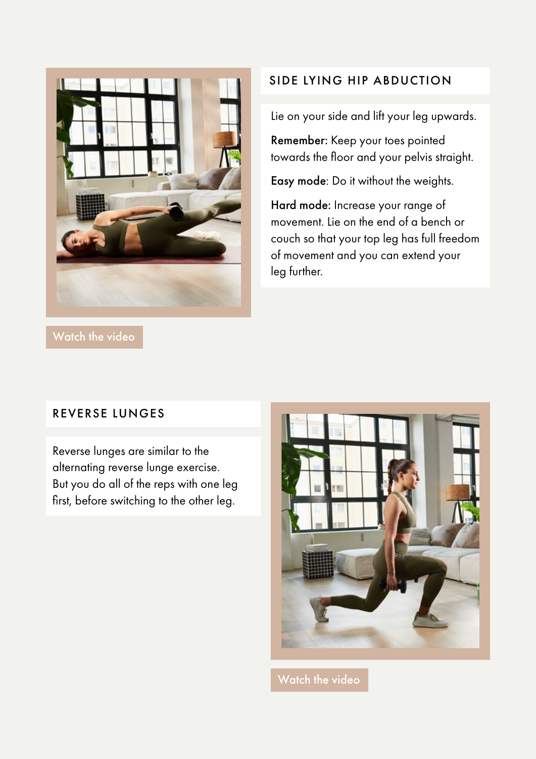## SIDE LYING HIP ABDUCTION

Lie on your side and lift your leg upwards.

**Remember:** Keep your toes pointed towards the floor and your pelvis straight.

**Easy mode**: Do it without the weights.

**Hard mode:** Increase your range of movement. Lie on the end of a bench or couch so that your top leg has full freedom of movement and you can extend your leg further.

Watch the video

## REVERSE LUNGES

Reverse lunges are similar to the alternating reverse lunge exercise. But you do all of the reps with one leg first, before switching to the other leg.

Watch the video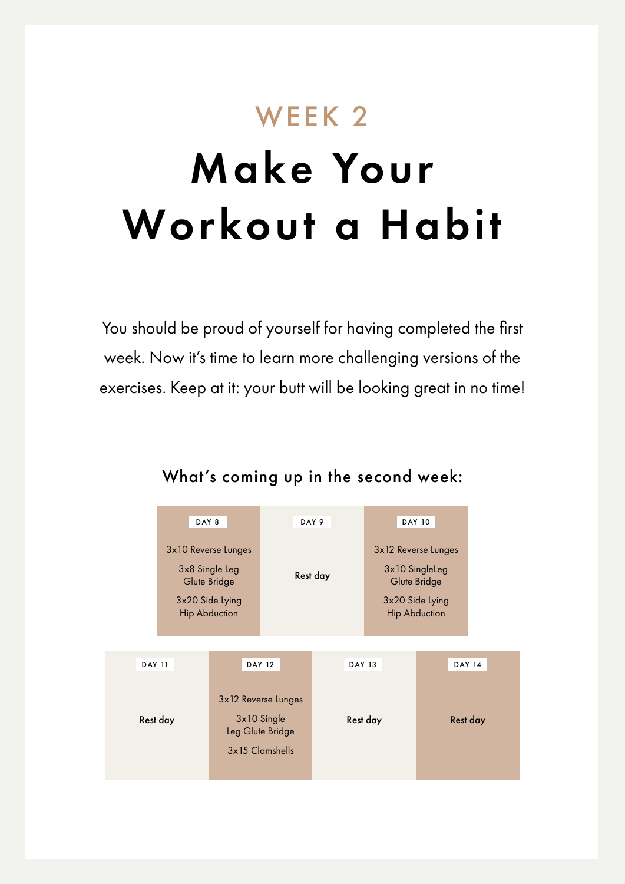WEEK 2

# Make Your Workout a Habit

You should be proud of yourself for having completed the first week. Now it's time to learn more challenging versions of the exercises. Keep at it: your butt will be looking great in no time!

## What's coming up in the second week:

| DAY 8 | DAY 9 | DAY 10 |
| --- | --- | --- |
| 3x10 Reverse Lunges<br>3x8 Single Leg Glute Bridge<br>3x20 Side Lying Hip Abduction | Rest day | 3x12 Reverse Lunges<br>3x10 SingleLeg Glute Bridge<br>3x20 Side Lying Hip Abduction |

| DAY 11 | DAY 12 | DAY 13 | DAY 14 |
| --- | --- | --- | --- |
| Rest day | 3x12 Reverse Lunges<br>3x10 Single Leg Glute Bridge<br>3x15 Clamshells | Rest day | Rest day |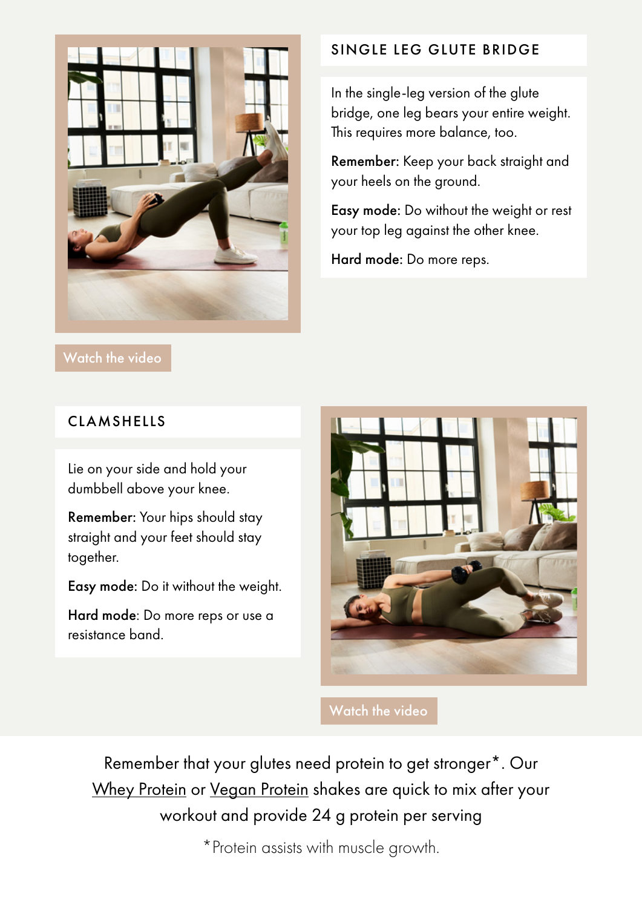## SINGLE LEG GLUTE BRIDGE

In the single-leg version of the glute bridge, one leg bears your entire weight. This requires more balance, too.

**Remember:** Keep your back straight and your heels on the ground.

**Easy mode:** Do without the weight or rest your top leg against the other knee.

**Hard mode:** Do more reps.

Watch the video

## CLAMSHELLS

Lie on your side and hold your dumbbell above your knee.

**Remember:** Your hips should stay straight and your feet should stay together.

**Easy mode:** Do it without the weight.

**Hard mode**: Do more reps or use a resistance band.

Watch the video

Remember that your glutes need protein to get stronger*. Our Whey Protein or Vegan Protein shakes are quick to mix after your workout and provide 24 g protein per serving

*Protein assists with muscle growth.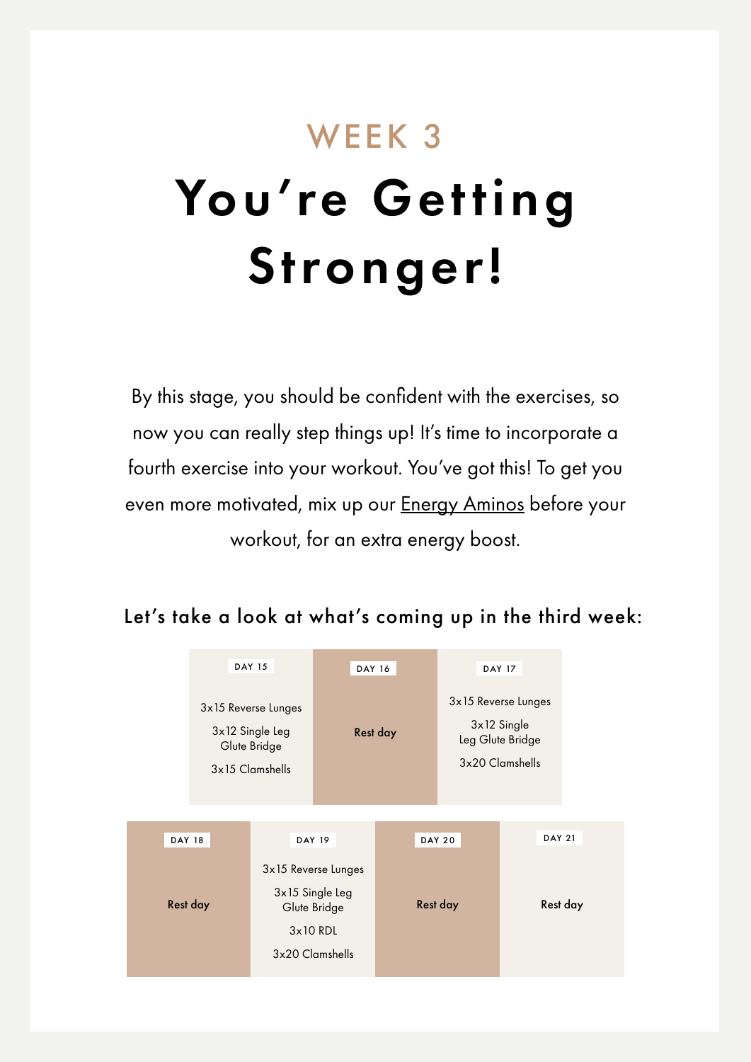WEEK 3

# You're Getting Stronger!

By this stage, you should be confident with the exercises, so now you can really step things up! It's time to incorporate a fourth exercise into your workout. You've got this! To get you even more motivated, mix up our Energy Aminos before your workout, for an extra energy boost.

### Let's take a look at what's coming up in the third week:

| DAY 15 | DAY 16 | DAY 17 |
|---|---|---|
| 3x15 Reverse Lunges<br>3x12 Single Leg Glute Bridge<br>3x15 Clamshells | Rest day | 3x15 Reverse Lunges<br>3x12 Single Leg Glute Bridge<br>3x20 Clamshells |

| DAY 18 | DAY 19 | DAY 20 | DAY 21 |
|---|---|---|---|
| Rest day | 3x15 Reverse Lunges<br>3x15 Single Leg Glute Bridge<br>3x10 RDL<br>3x20 Clamshells | Rest day | Rest day |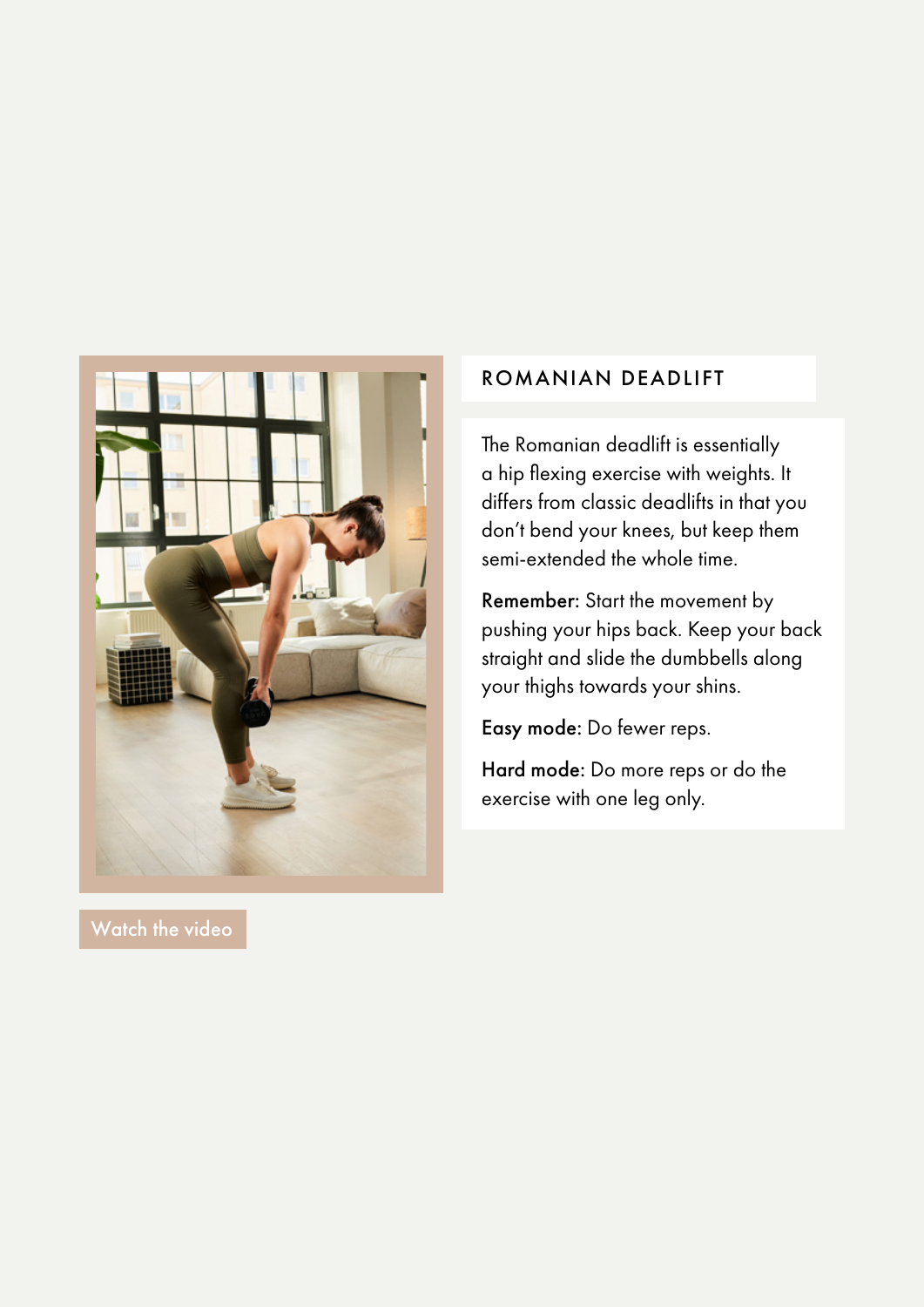Watch the video

## ROMANIAN DEADLIFT

The Romanian deadlift is essentially a hip flexing exercise with weights. It differs from classic deadlifts in that you don't bend your knees, but keep them semi-extended the whole time.

**Remember:** Start the movement by pushing your hips back. Keep your back straight and slide the dumbbells along your thighs towards your shins.

**Easy mode:** Do fewer reps.

**Hard mode:** Do more reps or do the exercise with one leg only.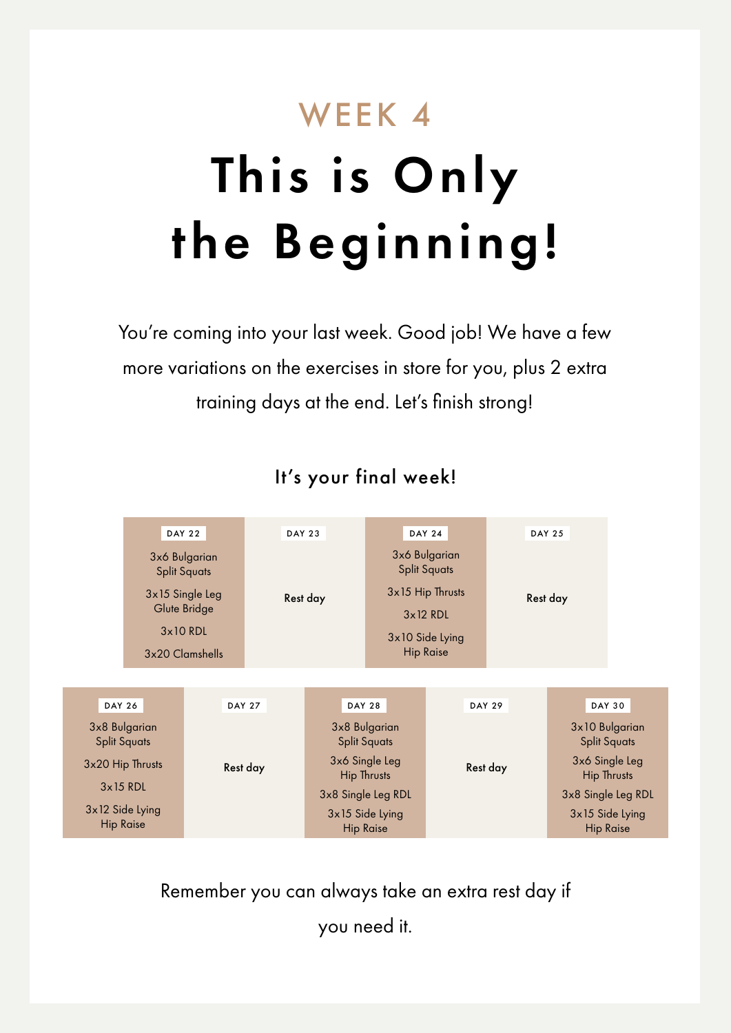## WEEK 4

# This is Only the Beginning!

You're coming into your last week. Good job! We have a few more variations on the exercises in store for you, plus 2 extra training days at the end. Let's finish strong!

### It's your final week!

| DAY 22 | DAY 23 | DAY 24 | DAY 25 |
|---|---|---|---|
| 3x6 Bulgarian Split Squats<br>3x15 Single Leg Glute Bridge<br>3x10 RDL<br>3x20 Clamshells | Rest day | 3x6 Bulgarian Split Squats<br>3x15 Hip Thrusts<br>3x12 RDL<br>3x10 Side Lying Hip Raise | Rest day |

| DAY 26 | DAY 27 | DAY 28 | DAY 29 | DAY 30 |
|---|---|---|---|---|
| 3x8 Bulgarian Split Squats<br>3x20 Hip Thrusts<br>3x15 RDL<br>3x12 Side Lying Hip Raise | Rest day | 3x8 Bulgarian Split Squats<br>3x6 Single Leg Hip Thrusts<br>3x8 Single Leg RDL<br>3x15 Side Lying Hip Raise | Rest day | 3x10 Bulgarian Split Squats<br>3x6 Single Leg Hip Thrusts<br>3x8 Single Leg RDL<br>3x15 Side Lying Hip Raise |

Remember you can always take an extra rest day if you need it.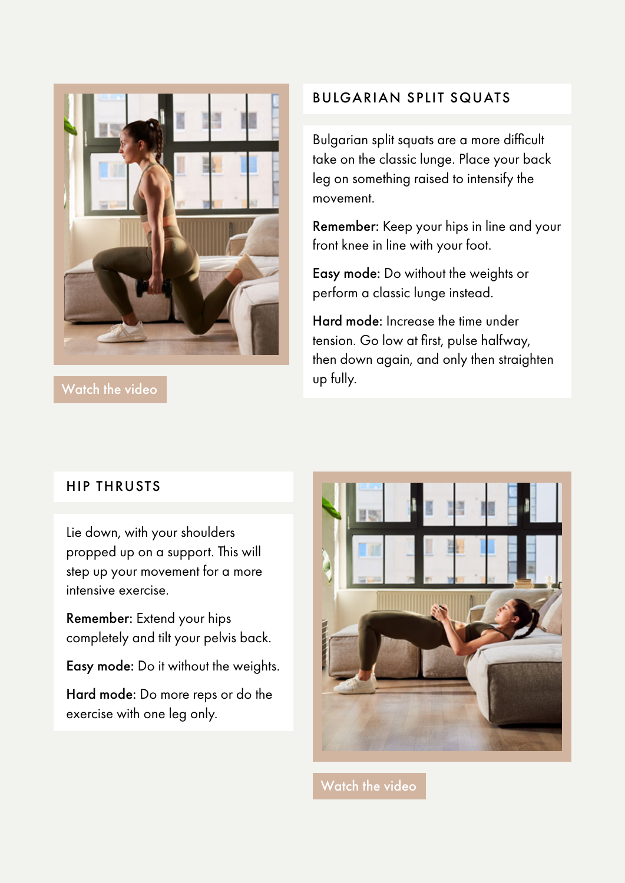Watch the video

## BULGARIAN SPLIT SQUATS

Bulgarian split squats are a more difficult take on the classic lunge. Place your back leg on something raised to intensify the movement.

**Remember:** Keep your hips in line and your front knee in line with your foot.

**Easy mode:** Do without the weights or perform a classic lunge instead.

**Hard mode:** Increase the time under tension. Go low at first, pulse halfway, then down again, and only then straighten up fully.

## HIP THRUSTS

Lie down, with your shoulders propped up on a support. This will step up your movement for a more intensive exercise.

**Remember:** Extend your hips completely and tilt your pelvis back.

**Easy mode:** Do it without the weights.

**Hard mode:** Do more reps or do the exercise with one leg only.

Watch the video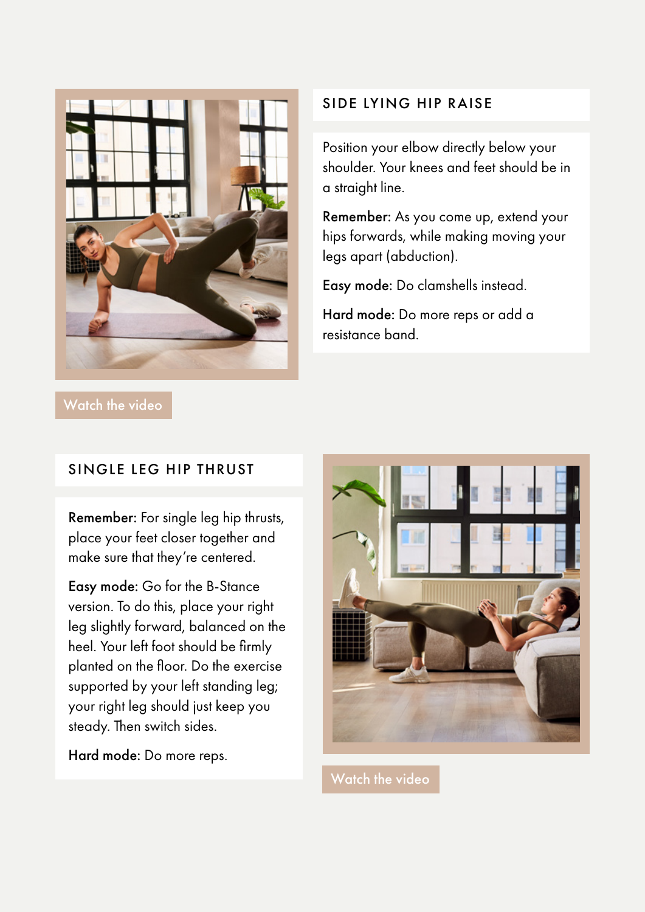## SIDE LYING HIP RAISE

Position your elbow directly below your shoulder. Your knees and feet should be in a straight line.

**Remember:** As you come up, extend your hips forwards, while making moving your legs apart (abduction).

**Easy mode:** Do clamshells instead.

**Hard mode:** Do more reps or add a resistance band.

Watch the video

## SINGLE LEG HIP THRUST

**Remember:** For single leg hip thrusts, place your feet closer together and make sure that they're centered.

**Easy mode:** Go for the B-Stance version. To do this, place your right leg slightly forward, balanced on the heel. Your left foot should be firmly planted on the floor. Do the exercise supported by your left standing leg; your right leg should just keep you steady. Then switch sides.

**Hard mode:** Do more reps.

Watch the video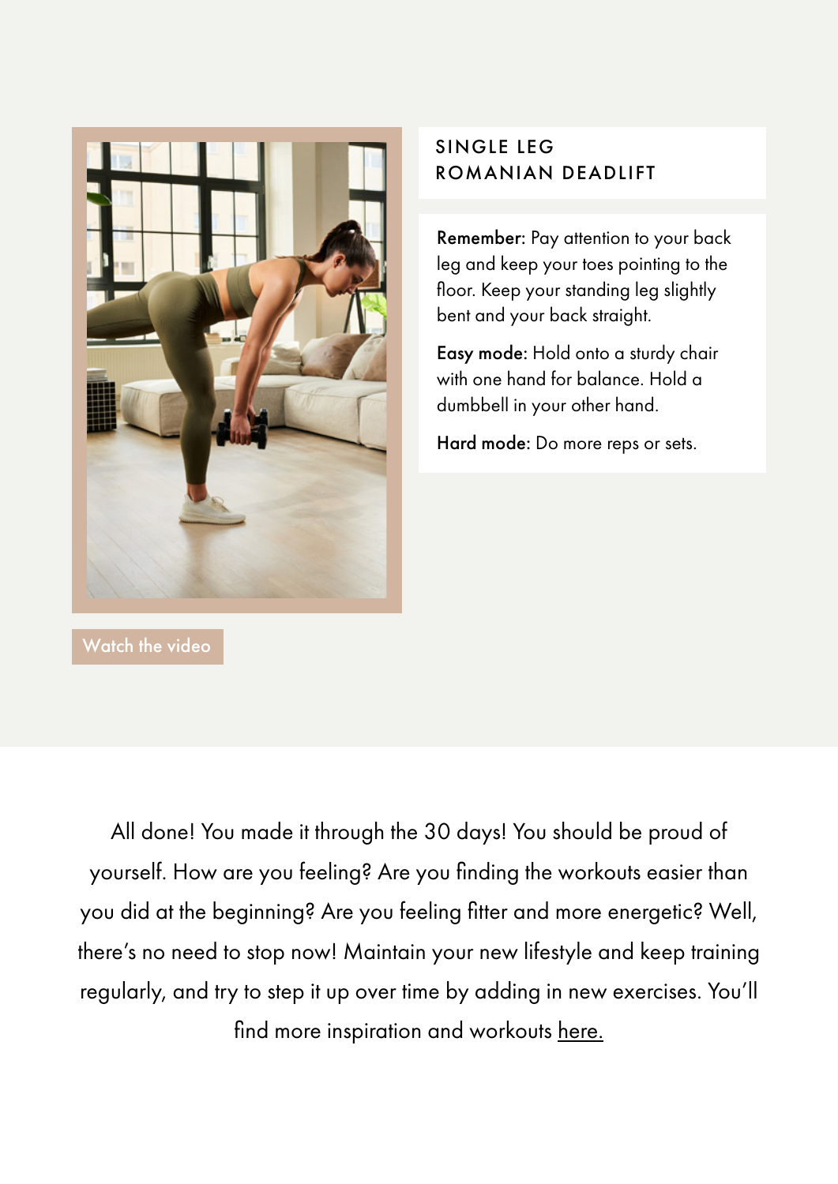## SINGLE LEG ROMANIAN DEADLIFT

**Remember:** Pay attention to your back leg and keep your toes pointing to the floor. Keep your standing leg slightly bent and your back straight.

**Easy mode:** Hold onto a sturdy chair with one hand for balance. Hold a dumbbell in your other hand.

**Hard mode:** Do more reps or sets.

Watch the video

All done! You made it through the 30 days! You should be proud of yourself. How are you feeling? Are you finding the workouts easier than you did at the beginning? Are you feeling fitter and more energetic? Well, there's no need to stop now! Maintain your new lifestyle and keep training regularly, and try to step it up over time by adding in new exercises. You'll find more inspiration and workouts here.